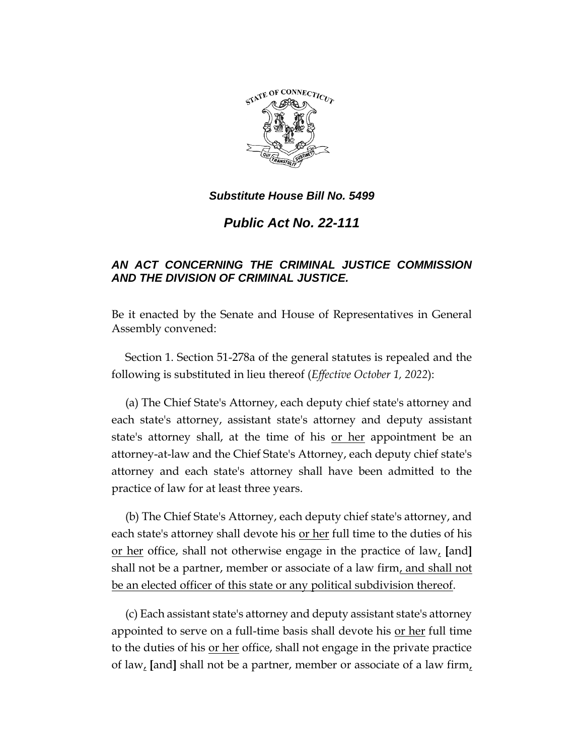***Substitute House Bill No. 5499***

# ***Public Act No. 22-111***

## ***AN ACT CONCERNING THE CRIMINAL JUSTICE COMMISSION AND THE DIVISION OF CRIMINAL JUSTICE.***

Be it enacted by the Senate and House of Representatives in General Assembly convened:

Section 1. Section 51-278a of the general statutes is repealed and the following is substituted in lieu thereof (*Effective October 1, 2022*):

(a) The Chief State's Attorney, each deputy chief state's attorney and each state's attorney, assistant state's attorney and deputy assistant state's attorney shall, at the time of his <u>or her</u> appointment be an attorney-at-law and the Chief State's Attorney, each deputy chief state's attorney and each state's attorney shall have been admitted to the practice of law for at least three years.

(b) The Chief State's Attorney, each deputy chief state's attorney, and each state's attorney shall devote his <u>or her</u> full time to the duties of his <u>or her</u> office, shall not otherwise engage in the practice of law<u>,</u> **[**and**]** shall not be a partner, member or associate of a law firm<u>, and shall not be an elected officer of this state or any political subdivision thereof</u>.

(c) Each assistant state's attorney and deputy assistant state's attorney appointed to serve on a full-time basis shall devote his <u>or her</u> full time to the duties of his <u>or her</u> office, shall not engage in the private practice of law<u>,</u> **[**and**]** shall not be a partner, member or associate of a law firm<u>,</u>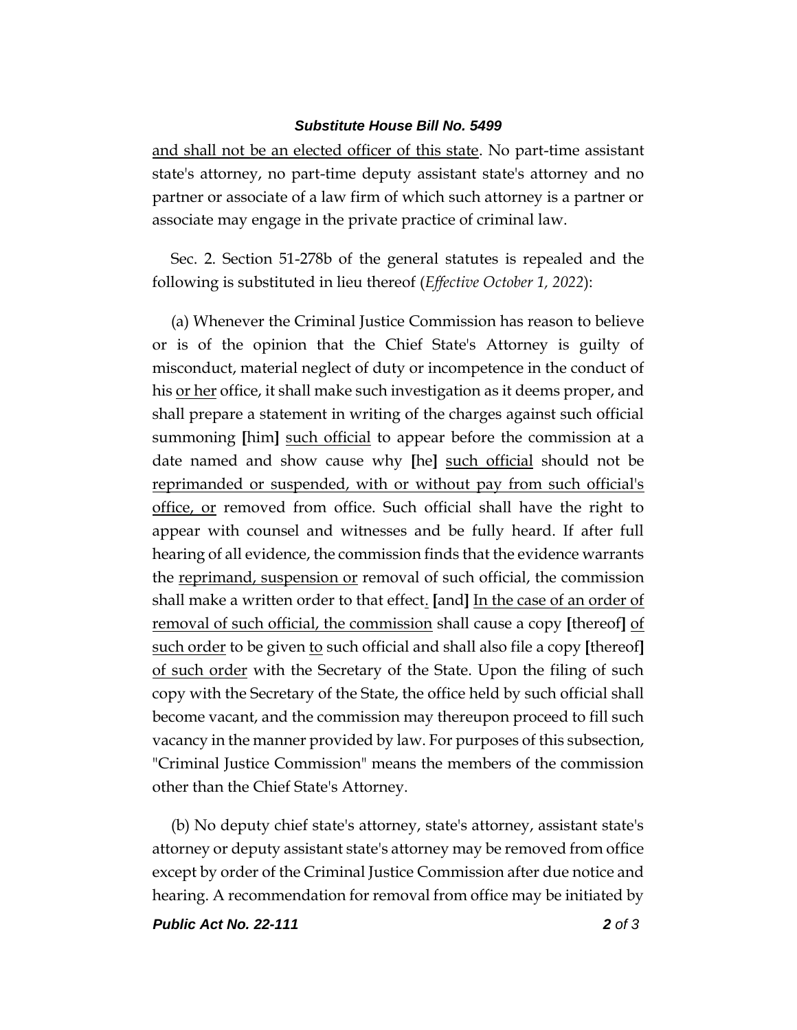and shall not be an elected officer of this state. No part-time assistant state's attorney, no part-time deputy assistant state's attorney and no partner or associate of a law firm of which such attorney is a partner or associate may engage in the private practice of criminal law.

Sec. 2. Section 51-278b of the general statutes is repealed and the following is substituted in lieu thereof (*Effective October 1, 2022*):

(a) Whenever the Criminal Justice Commission has reason to believe or is of the opinion that the Chief State's Attorney is guilty of misconduct, material neglect of duty or incompetence in the conduct of his or her office, it shall make such investigation as it deems proper, and shall prepare a statement in writing of the charges against such official summoning **[**him**]** such official to appear before the commission at a date named and show cause why **[**he**]** such official should not be reprimanded or suspended, with or without pay from such official's office, or removed from office. Such official shall have the right to appear with counsel and witnesses and be fully heard. If after full hearing of all evidence, the commission finds that the evidence warrants the reprimand, suspension or removal of such official, the commission shall make a written order to that effect. **[**and**]** In the case of an order of removal of such official, the commission shall cause a copy **[**thereof**]** of such order to be given to such official and shall also file a copy **[**thereof**]** of such order with the Secretary of the State. Upon the filing of such copy with the Secretary of the State, the office held by such official shall become vacant, and the commission may thereupon proceed to fill such vacancy in the manner provided by law. For purposes of this subsection, "Criminal Justice Commission" means the members of the commission other than the Chief State's Attorney.

(b) No deputy chief state's attorney, state's attorney, assistant state's attorney or deputy assistant state's attorney may be removed from office except by order of the Criminal Justice Commission after due notice and hearing. A recommendation for removal from office may be initiated by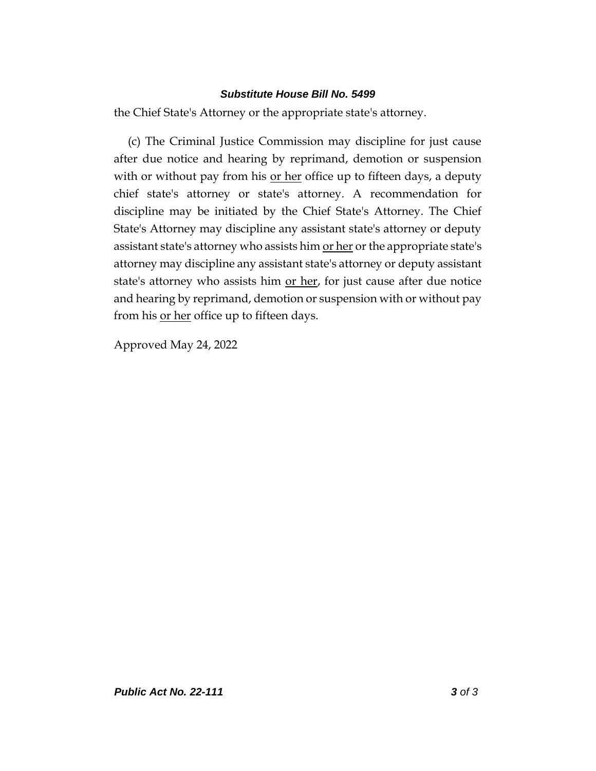the Chief State's Attorney or the appropriate state's attorney.

(c) The Criminal Justice Commission may discipline for just cause after due notice and hearing by reprimand, demotion or suspension with or without pay from his <u>or her</u> office up to fifteen days, a deputy chief state's attorney or state's attorney. A recommendation for discipline may be initiated by the Chief State's Attorney. The Chief State's Attorney may discipline any assistant state's attorney or deputy assistant state's attorney who assists him <u>or her</u> or the appropriate state's attorney may discipline any assistant state's attorney or deputy assistant state's attorney who assists him <u>or her</u>, for just cause after due notice and hearing by reprimand, demotion or suspension with or without pay from his <u>or her</u> office up to fifteen days.

Approved May 24, 2022